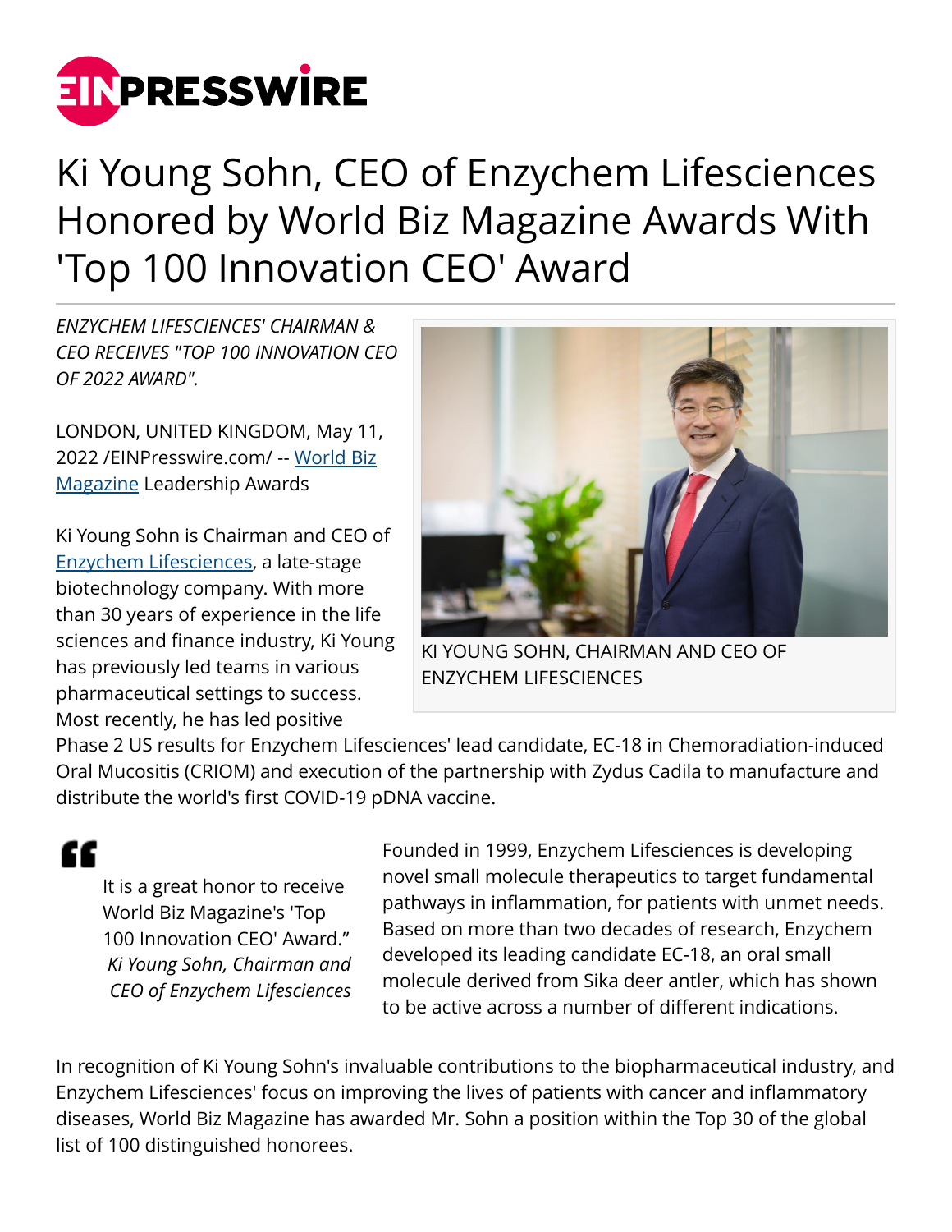# Ki Young Sohn, CEO of Enzychem Lifesciences Honored by World Biz Magazine Awards With 'Top 100 Innovation CEO' Award

*ENZYCHEM LIFESCIENCES' CHAIRMAN & CEO RECEIVES "TOP 100 INNOVATION CEO OF 2022 AWARD".*

LONDON, UNITED KINGDOM, May 11, 2022 /EINPresswire.com/ -- World Biz Magazine Leadership Awards

KI YOUNG SOHN, CHAIRMAN AND CEO OF ENZYCHEM LIFESCIENCES

Ki Young Sohn is Chairman and CEO of Enzychem Lifesciences, a late-stage biotechnology company. With more than 30 years of experience in the life sciences and finance industry, Ki Young has previously led teams in various pharmaceutical settings to success. Most recently, he has led positive Phase 2 US results for Enzychem Lifesciences' lead candidate, EC-18 in Chemoradiation-induced Oral Mucositis (CRIOM) and execution of the partnership with Zydus Cadila to manufacture and distribute the world's first COVID-19 pDNA vaccine.

> It is a great honor to receive World Biz Magazine's 'Top 100 Innovation CEO' Award."
>
> *Ki Young Sohn, Chairman and CEO of Enzychem Lifesciences*

Founded in 1999, Enzychem Lifesciences is developing novel small molecule therapeutics to target fundamental pathways in inflammation, for patients with unmet needs. Based on more than two decades of research, Enzychem developed its leading candidate EC-18, an oral small molecule derived from Sika deer antler, which has shown to be active across a number of different indications.

In recognition of Ki Young Sohn's invaluable contributions to the biopharmaceutical industry, and Enzychem Lifesciences' focus on improving the lives of patients with cancer and inflammatory diseases, World Biz Magazine has awarded Mr. Sohn a position within the Top 30 of the global list of 100 distinguished honorees.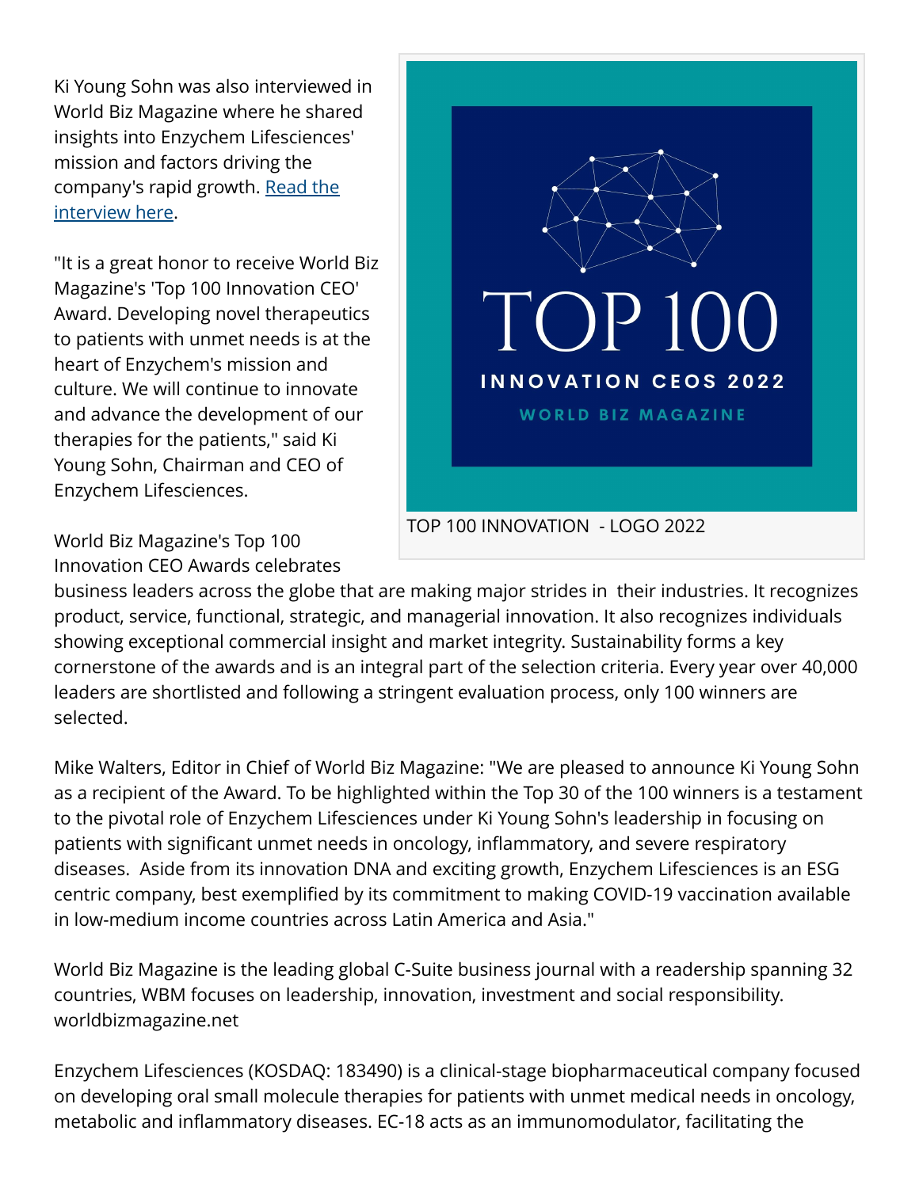Ki Young Sohn was also interviewed in World Biz Magazine where he shared insights into Enzychem Lifesciences' mission and factors driving the company's rapid growth. [Read the interview here](#).

"It is a great honor to receive World Biz Magazine's 'Top 100 Innovation CEO' Award. Developing novel therapeutics to patients with unmet needs is at the heart of Enzychem's mission and culture. We will continue to innovate and advance the development of our therapies for the patients," said Ki Young Sohn, Chairman and CEO of Enzychem Lifesciences.

TOP 100 INNOVATION - LOGO 2022

World Biz Magazine's Top 100 Innovation CEO Awards celebrates business leaders across the globe that are making major strides in their industries. It recognizes product, service, functional, strategic, and managerial innovation. It also recognizes individuals showing exceptional commercial insight and market integrity. Sustainability forms a key cornerstone of the awards and is an integral part of the selection criteria. Every year over 40,000 leaders are shortlisted and following a stringent evaluation process, only 100 winners are selected.

Mike Walters, Editor in Chief of World Biz Magazine: "We are pleased to announce Ki Young Sohn as a recipient of the Award. To be highlighted within the Top 30 of the 100 winners is a testament to the pivotal role of Enzychem Lifesciences under Ki Young Sohn's leadership in focusing on patients with significant unmet needs in oncology, inflammatory, and severe respiratory diseases. Aside from its innovation DNA and exciting growth, Enzychem Lifesciences is an ESG centric company, best exemplified by its commitment to making COVID-19 vaccination available in low-medium income countries across Latin America and Asia."

World Biz Magazine is the leading global C-Suite business journal with a readership spanning 32 countries, WBM focuses on leadership, innovation, investment and social responsibility. worldbizmagazine.net

Enzychem Lifesciences (KOSDAQ: 183490) is a clinical-stage biopharmaceutical company focused on developing oral small molecule therapies for patients with unmet medical needs in oncology, metabolic and inflammatory diseases. EC-18 acts as an immunomodulator, facilitating the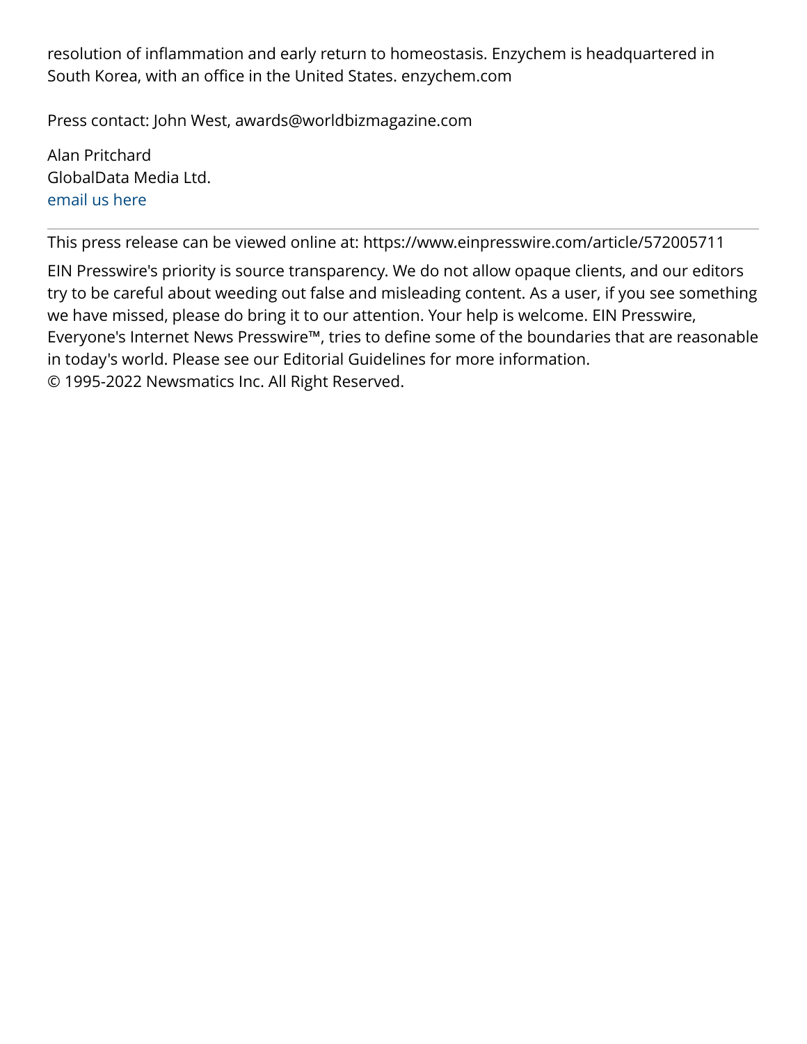resolution of inflammation and early return to homeostasis. Enzychem is headquartered in South Korea, with an office in the United States. enzychem.com

Press contact: John West, awards@worldbizmagazine.com

Alan Pritchard
GlobalData Media Ltd.
email us here

---

This press release can be viewed online at: https://www.einpresswire.com/article/572005711

EIN Presswire's priority is source transparency. We do not allow opaque clients, and our editors try to be careful about weeding out false and misleading content. As a user, if you see something we have missed, please do bring it to our attention. Your help is welcome. EIN Presswire, Everyone's Internet News Presswire™, tries to define some of the boundaries that are reasonable in today's world. Please see our Editorial Guidelines for more information.
© 1995-2022 Newsmatics Inc. All Right Reserved.